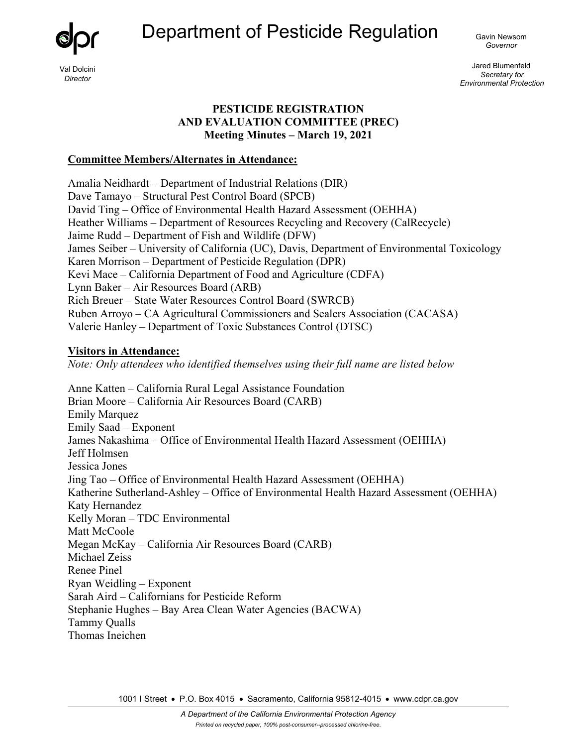Department of Pesticide Regulation

Val Dolcini
*Director*

Gavin Newsom
*Governor*

Jared Blumenfeld
*Secretary for Environmental Protection*

**PESTICIDE REGISTRATION AND EVALUATION COMMITTEE (PREC)**
**Meeting Minutes – March 19, 2021**

**Committee Members/Alternates in Attendance:**

Amalia Neidhardt – Department of Industrial Relations (DIR)
Dave Tamayo – Structural Pest Control Board (SPCB)
David Ting – Office of Environmental Health Hazard Assessment (OEHHA)
Heather Williams – Department of Resources Recycling and Recovery (CalRecycle)
Jaime Rudd – Department of Fish and Wildlife (DFW)
James Seiber – University of California (UC), Davis, Department of Environmental Toxicology
Karen Morrison – Department of Pesticide Regulation (DPR)
Kevi Mace – California Department of Food and Agriculture (CDFA)
Lynn Baker – Air Resources Board (ARB)
Rich Breuer – State Water Resources Control Board (SWRCB)
Ruben Arroyo – CA Agricultural Commissioners and Sealers Association (CACASA)
Valerie Hanley – Department of Toxic Substances Control (DTSC)

**Visitors in Attendance:**

*Note: Only attendees who identified themselves using their full name are listed below*

Anne Katten – California Rural Legal Assistance Foundation
Brian Moore – California Air Resources Board (CARB)
Emily Marquez
Emily Saad – Exponent
James Nakashima – Office of Environmental Health Hazard Assessment (OEHHA)
Jeff Holmsen
Jessica Jones
Jing Tao – Office of Environmental Health Hazard Assessment (OEHHA)
Katherine Sutherland-Ashley – Office of Environmental Health Hazard Assessment (OEHHA)
Katy Hernandez
Kelly Moran – TDC Environmental
Matt McCoole
Megan McKay – California Air Resources Board (CARB)
Michael Zeiss
Renee Pinel
Ryan Weidling – Exponent
Sarah Aird – Californians for Pesticide Reform
Stephanie Hughes – Bay Area Clean Water Agencies (BACWA)
Tammy Qualls
Thomas Ineichen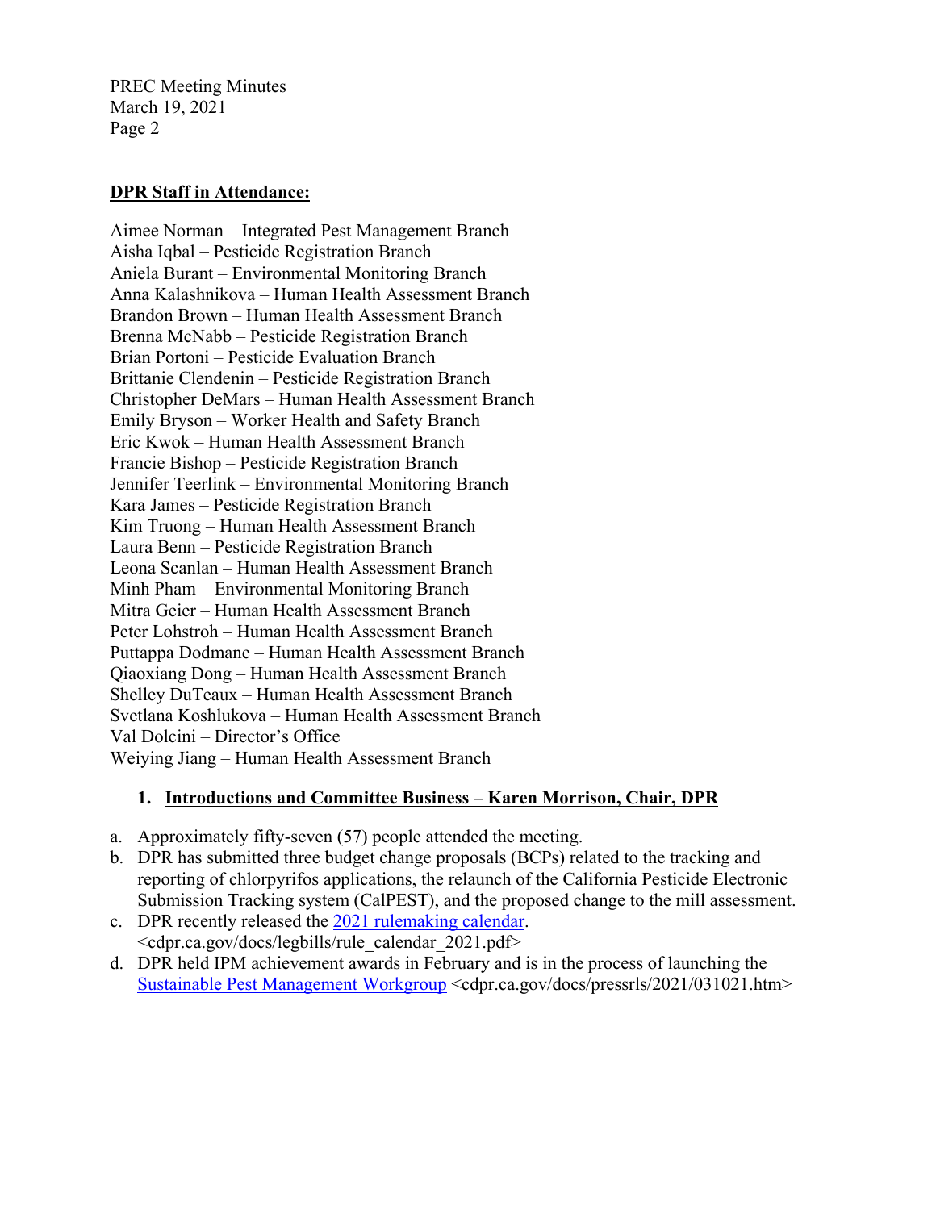**DPR Staff in Attendance:**

Aimee Norman – Integrated Pest Management Branch
Aisha Iqbal – Pesticide Registration Branch
Aniela Burant – Environmental Monitoring Branch
Anna Kalashnikova – Human Health Assessment Branch
Brandon Brown – Human Health Assessment Branch
Brenna McNabb – Pesticide Registration Branch
Brian Portoni – Pesticide Evaluation Branch
Brittanie Clendenin – Pesticide Registration Branch
Christopher DeMars – Human Health Assessment Branch
Emily Bryson – Worker Health and Safety Branch
Eric Kwok – Human Health Assessment Branch
Francie Bishop – Pesticide Registration Branch
Jennifer Teerlink – Environmental Monitoring Branch
Kara James – Pesticide Registration Branch
Kim Truong – Human Health Assessment Branch
Laura Benn – Pesticide Registration Branch
Leona Scanlan – Human Health Assessment Branch
Minh Pham – Environmental Monitoring Branch
Mitra Geier – Human Health Assessment Branch
Peter Lohstroh – Human Health Assessment Branch
Puttappa Dodmane – Human Health Assessment Branch
Qiaoxiang Dong – Human Health Assessment Branch
Shelley DuTeaux – Human Health Assessment Branch
Svetlana Koshlukova – Human Health Assessment Branch
Val Dolcini – Director's Office
Weiying Jiang – Human Health Assessment Branch

## 1. Introductions and Committee Business – Karen Morrison, Chair, DPR

a. Approximately fifty-seven (57) people attended the meeting.
b. DPR has submitted three budget change proposals (BCPs) related to the tracking and reporting of chlorpyrifos applications, the relaunch of the California Pesticide Electronic Submission Tracking system (CalPEST), and the proposed change to the mill assessment.
c. DPR recently released the 2021 rulemaking calendar. <cdpr.ca.gov/docs/legbills/rule_calendar_2021.pdf>
d. DPR held IPM achievement awards in February and is in the process of launching the Sustainable Pest Management Workgroup <cdpr.ca.gov/docs/pressrls/2021/031021.htm>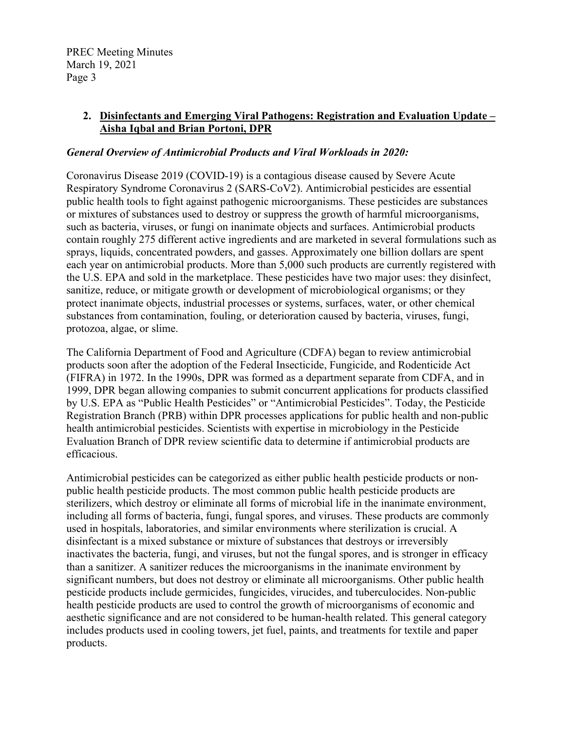## 2. Disinfectants and Emerging Viral Pathogens: Registration and Evaluation Update – Aisha Iqbal and Brian Portoni, DPR

***General Overview of Antimicrobial Products and Viral Workloads in 2020:***

Coronavirus Disease 2019 (COVID-19) is a contagious disease caused by Severe Acute Respiratory Syndrome Coronavirus 2 (SARS-CoV2). Antimicrobial pesticides are essential public health tools to fight against pathogenic microorganisms. These pesticides are substances or mixtures of substances used to destroy or suppress the growth of harmful microorganisms, such as bacteria, viruses, or fungi on inanimate objects and surfaces. Antimicrobial products contain roughly 275 different active ingredients and are marketed in several formulations such as sprays, liquids, concentrated powders, and gasses. Approximately one billion dollars are spent each year on antimicrobial products. More than 5,000 such products are currently registered with the U.S. EPA and sold in the marketplace. These pesticides have two major uses: they disinfect, sanitize, reduce, or mitigate growth or development of microbiological organisms; or they protect inanimate objects, industrial processes or systems, surfaces, water, or other chemical substances from contamination, fouling, or deterioration caused by bacteria, viruses, fungi, protozoa, algae, or slime.

The California Department of Food and Agriculture (CDFA) began to review antimicrobial products soon after the adoption of the Federal Insecticide, Fungicide, and Rodenticide Act (FIFRA) in 1972. In the 1990s, DPR was formed as a department separate from CDFA, and in 1999, DPR began allowing companies to submit concurrent applications for products classified by U.S. EPA as "Public Health Pesticides" or "Antimicrobial Pesticides". Today, the Pesticide Registration Branch (PRB) within DPR processes applications for public health and non-public health antimicrobial pesticides. Scientists with expertise in microbiology in the Pesticide Evaluation Branch of DPR review scientific data to determine if antimicrobial products are efficacious.

Antimicrobial pesticides can be categorized as either public health pesticide products or non-public health pesticide products. The most common public health pesticide products are sterilizers, which destroy or eliminate all forms of microbial life in the inanimate environment, including all forms of bacteria, fungi, fungal spores, and viruses. These products are commonly used in hospitals, laboratories, and similar environments where sterilization is crucial. A disinfectant is a mixed substance or mixture of substances that destroys or irreversibly inactivates the bacteria, fungi, and viruses, but not the fungal spores, and is stronger in efficacy than a sanitizer. A sanitizer reduces the microorganisms in the inanimate environment by significant numbers, but does not destroy or eliminate all microorganisms. Other public health pesticide products include germicides, fungicides, virucides, and tuberculocides. Non-public health pesticide products are used to control the growth of microorganisms of economic and aesthetic significance and are not considered to be human-health related. This general category includes products used in cooling towers, jet fuel, paints, and treatments for textile and paper products.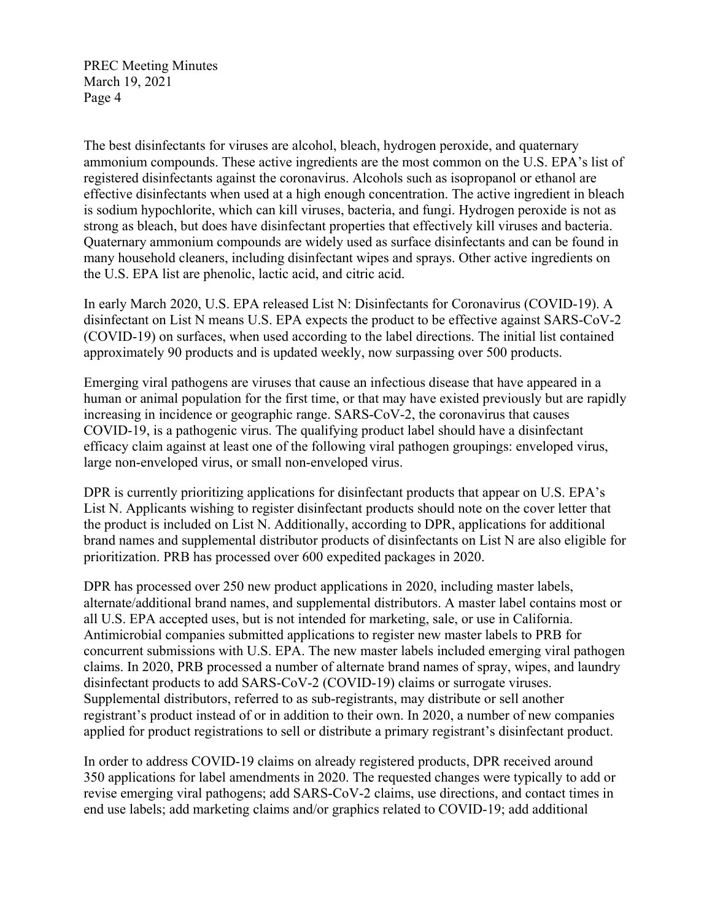The best disinfectants for viruses are alcohol, bleach, hydrogen peroxide, and quaternary ammonium compounds. These active ingredients are the most common on the U.S. EPA's list of registered disinfectants against the coronavirus. Alcohols such as isopropanol or ethanol are effective disinfectants when used at a high enough concentration. The active ingredient in bleach is sodium hypochlorite, which can kill viruses, bacteria, and fungi. Hydrogen peroxide is not as strong as bleach, but does have disinfectant properties that effectively kill viruses and bacteria. Quaternary ammonium compounds are widely used as surface disinfectants and can be found in many household cleaners, including disinfectant wipes and sprays. Other active ingredients on the U.S. EPA list are phenolic, lactic acid, and citric acid.

In early March 2020, U.S. EPA released List N: Disinfectants for Coronavirus (COVID-19). A disinfectant on List N means U.S. EPA expects the product to be effective against SARS-CoV-2 (COVID-19) on surfaces, when used according to the label directions. The initial list contained approximately 90 products and is updated weekly, now surpassing over 500 products.

Emerging viral pathogens are viruses that cause an infectious disease that have appeared in a human or animal population for the first time, or that may have existed previously but are rapidly increasing in incidence or geographic range. SARS-CoV-2, the coronavirus that causes COVID-19, is a pathogenic virus. The qualifying product label should have a disinfectant efficacy claim against at least one of the following viral pathogen groupings: enveloped virus, large non-enveloped virus, or small non-enveloped virus.

DPR is currently prioritizing applications for disinfectant products that appear on U.S. EPA's List N. Applicants wishing to register disinfectant products should note on the cover letter that the product is included on List N. Additionally, according to DPR, applications for additional brand names and supplemental distributor products of disinfectants on List N are also eligible for prioritization. PRB has processed over 600 expedited packages in 2020.

DPR has processed over 250 new product applications in 2020, including master labels, alternate/additional brand names, and supplemental distributors. A master label contains most or all U.S. EPA accepted uses, but is not intended for marketing, sale, or use in California. Antimicrobial companies submitted applications to register new master labels to PRB for concurrent submissions with U.S. EPA. The new master labels included emerging viral pathogen claims. In 2020, PRB processed a number of alternate brand names of spray, wipes, and laundry disinfectant products to add SARS-CoV-2 (COVID-19) claims or surrogate viruses. Supplemental distributors, referred to as sub-registrants, may distribute or sell another registrant's product instead of or in addition to their own. In 2020, a number of new companies applied for product registrations to sell or distribute a primary registrant's disinfectant product.

In order to address COVID-19 claims on already registered products, DPR received around 350 applications for label amendments in 2020. The requested changes were typically to add or revise emerging viral pathogens; add SARS-CoV-2 claims, use directions, and contact times in end use labels; add marketing claims and/or graphics related to COVID-19; add additional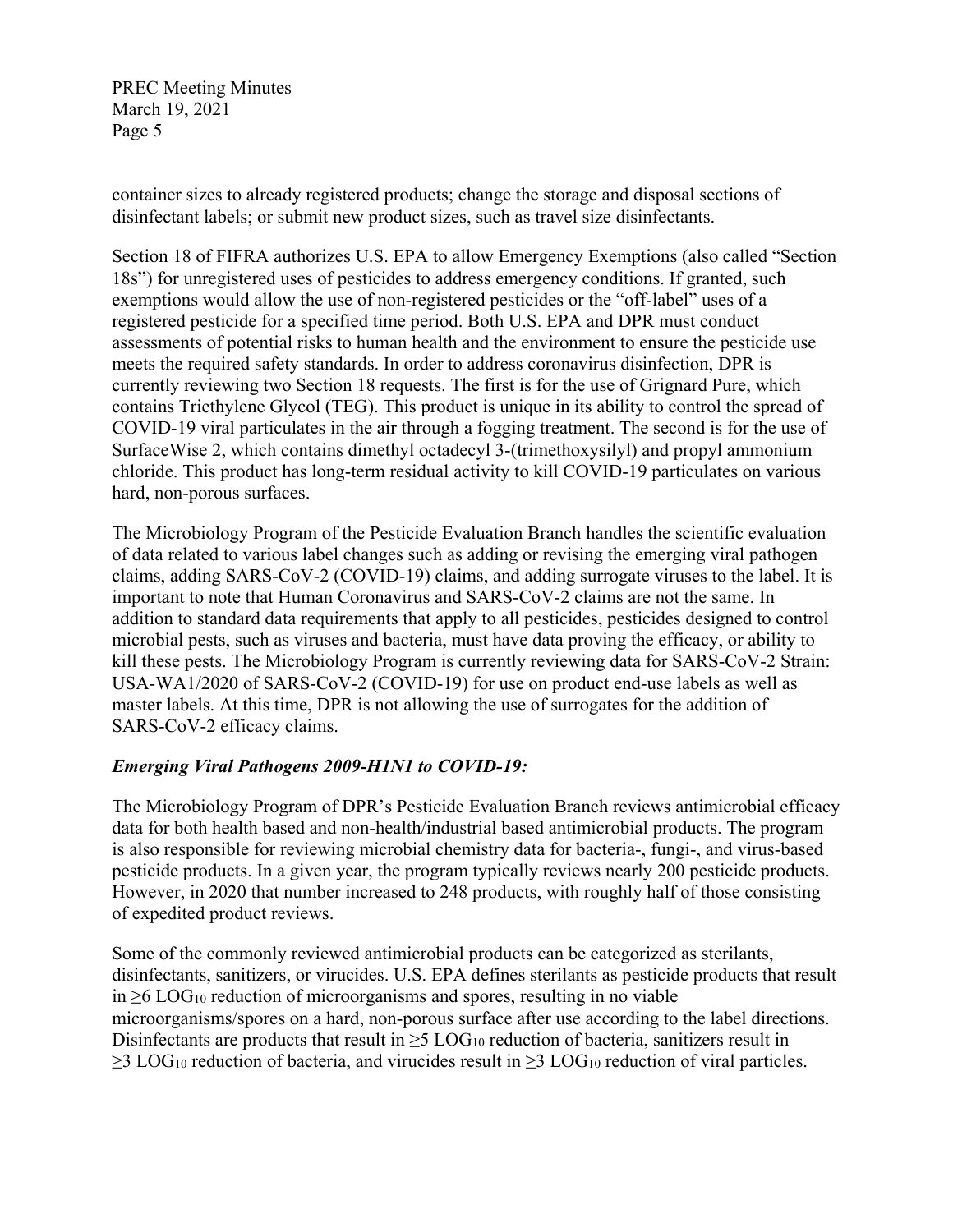container sizes to already registered products; change the storage and disposal sections of disinfectant labels; or submit new product sizes, such as travel size disinfectants.

Section 18 of FIFRA authorizes U.S. EPA to allow Emergency Exemptions (also called "Section 18s") for unregistered uses of pesticides to address emergency conditions. If granted, such exemptions would allow the use of non-registered pesticides or the "off-label" uses of a registered pesticide for a specified time period. Both U.S. EPA and DPR must conduct assessments of potential risks to human health and the environment to ensure the pesticide use meets the required safety standards. In order to address coronavirus disinfection, DPR is currently reviewing two Section 18 requests. The first is for the use of Grignard Pure, which contains Triethylene Glycol (TEG). This product is unique in its ability to control the spread of COVID-19 viral particulates in the air through a fogging treatment. The second is for the use of SurfaceWise 2, which contains dimethyl octadecyl 3-(trimethoxysilyl) and propyl ammonium chloride. This product has long-term residual activity to kill COVID-19 particulates on various hard, non-porous surfaces.

The Microbiology Program of the Pesticide Evaluation Branch handles the scientific evaluation of data related to various label changes such as adding or revising the emerging viral pathogen claims, adding SARS-CoV-2 (COVID-19) claims, and adding surrogate viruses to the label. It is important to note that Human Coronavirus and SARS-CoV-2 claims are not the same. In addition to standard data requirements that apply to all pesticides, pesticides designed to control microbial pests, such as viruses and bacteria, must have data proving the efficacy, or ability to kill these pests. The Microbiology Program is currently reviewing data for SARS-CoV-2 Strain: USA-WA1/2020 of SARS-CoV-2 (COVID-19) for use on product end-use labels as well as master labels. At this time, DPR is not allowing the use of surrogates for the addition of SARS-CoV-2 efficacy claims.

***Emerging Viral Pathogens 2009-H1N1 to COVID-19:***

The Microbiology Program of DPR's Pesticide Evaluation Branch reviews antimicrobial efficacy data for both health based and non-health/industrial based antimicrobial products. The program is also responsible for reviewing microbial chemistry data for bacteria-, fungi-, and virus-based pesticide products. In a given year, the program typically reviews nearly 200 pesticide products. However, in 2020 that number increased to 248 products, with roughly half of those consisting of expedited product reviews.

Some of the commonly reviewed antimicrobial products can be categorized as sterilants, disinfectants, sanitizers, or virucides. U.S. EPA defines sterilants as pesticide products that result in $\geq 6$ $LOG_{10}$ reduction of microorganisms and spores, resulting in no viable microorganisms/spores on a hard, non-porous surface after use according to the label directions. Disinfectants are products that result in $\geq 5$ $LOG_{10}$ reduction of bacteria, sanitizers result in $\geq 3$ $LOG_{10}$ reduction of bacteria, and virucides result in $\geq 3$ $LOG_{10}$ reduction of viral particles.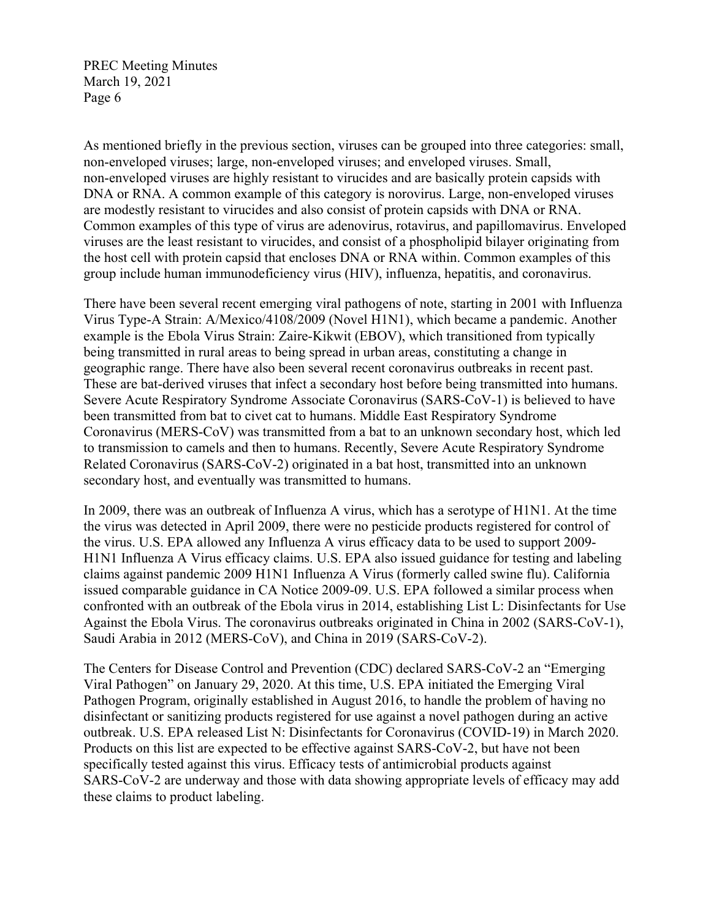As mentioned briefly in the previous section, viruses can be grouped into three categories: small, non-enveloped viruses; large, non-enveloped viruses; and enveloped viruses. Small, non-enveloped viruses are highly resistant to virucides and are basically protein capsids with DNA or RNA. A common example of this category is norovirus. Large, non-enveloped viruses are modestly resistant to virucides and also consist of protein capsids with DNA or RNA. Common examples of this type of virus are adenovirus, rotavirus, and papillomavirus. Enveloped viruses are the least resistant to virucides, and consist of a phospholipid bilayer originating from the host cell with protein capsid that encloses DNA or RNA within. Common examples of this group include human immunodeficiency virus (HIV), influenza, hepatitis, and coronavirus.

There have been several recent emerging viral pathogens of note, starting in 2001 with Influenza Virus Type-A Strain: A/Mexico/4108/2009 (Novel H1N1), which became a pandemic. Another example is the Ebola Virus Strain: Zaire-Kikwit (EBOV), which transitioned from typically being transmitted in rural areas to being spread in urban areas, constituting a change in geographic range. There have also been several recent coronavirus outbreaks in recent past. These are bat-derived viruses that infect a secondary host before being transmitted into humans. Severe Acute Respiratory Syndrome Associate Coronavirus (SARS-CoV-1) is believed to have been transmitted from bat to civet cat to humans. Middle East Respiratory Syndrome Coronavirus (MERS-CoV) was transmitted from a bat to an unknown secondary host, which led to transmission to camels and then to humans. Recently, Severe Acute Respiratory Syndrome Related Coronavirus (SARS-CoV-2) originated in a bat host, transmitted into an unknown secondary host, and eventually was transmitted to humans.

In 2009, there was an outbreak of Influenza A virus, which has a serotype of H1N1. At the time the virus was detected in April 2009, there were no pesticide products registered for control of the virus. U.S. EPA allowed any Influenza A virus efficacy data to be used to support 2009-H1N1 Influenza A Virus efficacy claims. U.S. EPA also issued guidance for testing and labeling claims against pandemic 2009 H1N1 Influenza A Virus (formerly called swine flu). California issued comparable guidance in CA Notice 2009-09. U.S. EPA followed a similar process when confronted with an outbreak of the Ebola virus in 2014, establishing List L: Disinfectants for Use Against the Ebola Virus. The coronavirus outbreaks originated in China in 2002 (SARS-CoV-1), Saudi Arabia in 2012 (MERS-CoV), and China in 2019 (SARS-CoV-2).

The Centers for Disease Control and Prevention (CDC) declared SARS-CoV-2 an "Emerging Viral Pathogen" on January 29, 2020. At this time, U.S. EPA initiated the Emerging Viral Pathogen Program, originally established in August 2016, to handle the problem of having no disinfectant or sanitizing products registered for use against a novel pathogen during an active outbreak. U.S. EPA released List N: Disinfectants for Coronavirus (COVID-19) in March 2020. Products on this list are expected to be effective against SARS-CoV-2, but have not been specifically tested against this virus. Efficacy tests of antimicrobial products against SARS-CoV-2 are underway and those with data showing appropriate levels of efficacy may add these claims to product labeling.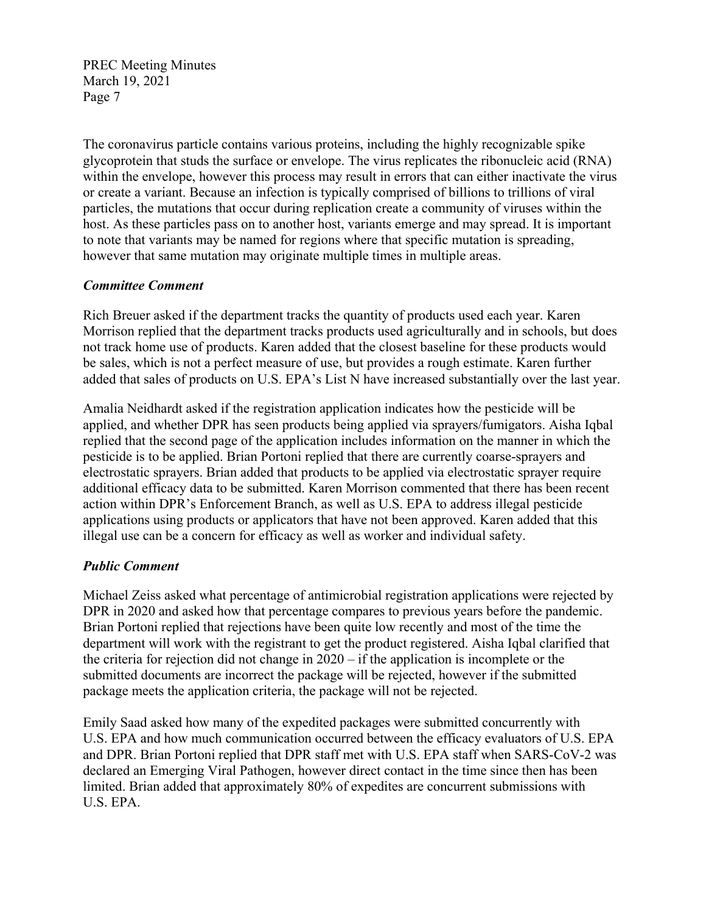The coronavirus particle contains various proteins, including the highly recognizable spike glycoprotein that studs the surface or envelope. The virus replicates the ribonucleic acid (RNA) within the envelope, however this process may result in errors that can either inactivate the virus or create a variant. Because an infection is typically comprised of billions to trillions of viral particles, the mutations that occur during replication create a community of viruses within the host. As these particles pass on to another host, variants emerge and may spread. It is important to note that variants may be named for regions where that specific mutation is spreading, however that same mutation may originate multiple times in multiple areas.

### *Committee Comment*

Rich Breuer asked if the department tracks the quantity of products used each year. Karen Morrison replied that the department tracks products used agriculturally and in schools, but does not track home use of products. Karen added that the closest baseline for these products would be sales, which is not a perfect measure of use, but provides a rough estimate. Karen further added that sales of products on U.S. EPA's List N have increased substantially over the last year.

Amalia Neidhardt asked if the registration application indicates how the pesticide will be applied, and whether DPR has seen products being applied via sprayers/fumigators. Aisha Iqbal replied that the second page of the application includes information on the manner in which the pesticide is to be applied. Brian Portoni replied that there are currently coarse-sprayers and electrostatic sprayers. Brian added that products to be applied via electrostatic sprayer require additional efficacy data to be submitted. Karen Morrison commented that there has been recent action within DPR's Enforcement Branch, as well as U.S. EPA to address illegal pesticide applications using products or applicators that have not been approved. Karen added that this illegal use can be a concern for efficacy as well as worker and individual safety.

### *Public Comment*

Michael Zeiss asked what percentage of antimicrobial registration applications were rejected by DPR in 2020 and asked how that percentage compares to previous years before the pandemic. Brian Portoni replied that rejections have been quite low recently and most of the time the department will work with the registrant to get the product registered. Aisha Iqbal clarified that the criteria for rejection did not change in 2020 – if the application is incomplete or the submitted documents are incorrect the package will be rejected, however if the submitted package meets the application criteria, the package will not be rejected.

Emily Saad asked how many of the expedited packages were submitted concurrently with U.S. EPA and how much communication occurred between the efficacy evaluators of U.S. EPA and DPR. Brian Portoni replied that DPR staff met with U.S. EPA staff when SARS-CoV-2 was declared an Emerging Viral Pathogen, however direct contact in the time since then has been limited. Brian added that approximately 80% of expedites are concurrent submissions with U.S. EPA.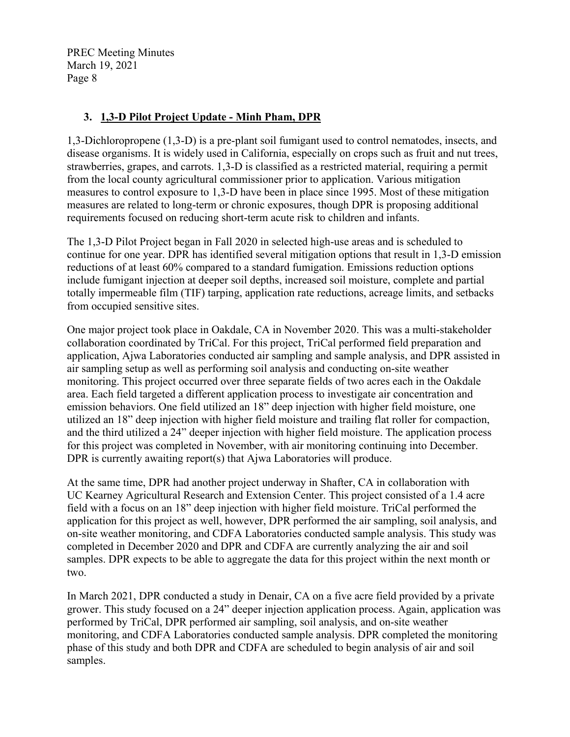### 3. **1,3-D Pilot Project Update - Minh Pham, DPR**

1,3-Dichloropropene (1,3-D) is a pre-plant soil fumigant used to control nematodes, insects, and disease organisms. It is widely used in California, especially on crops such as fruit and nut trees, strawberries, grapes, and carrots. 1,3-D is classified as a restricted material, requiring a permit from the local county agricultural commissioner prior to application. Various mitigation measures to control exposure to 1,3-D have been in place since 1995. Most of these mitigation measures are related to long-term or chronic exposures, though DPR is proposing additional requirements focused on reducing short-term acute risk to children and infants.

The 1,3-D Pilot Project began in Fall 2020 in selected high-use areas and is scheduled to continue for one year. DPR has identified several mitigation options that result in 1,3-D emission reductions of at least 60% compared to a standard fumigation. Emissions reduction options include fumigant injection at deeper soil depths, increased soil moisture, complete and partial totally impermeable film (TIF) tarping, application rate reductions, acreage limits, and setbacks from occupied sensitive sites.

One major project took place in Oakdale, CA in November 2020. This was a multi-stakeholder collaboration coordinated by TriCal. For this project, TriCal performed field preparation and application, Ajwa Laboratories conducted air sampling and sample analysis, and DPR assisted in air sampling setup as well as performing soil analysis and conducting on-site weather monitoring. This project occurred over three separate fields of two acres each in the Oakdale area. Each field targeted a different application process to investigate air concentration and emission behaviors. One field utilized an 18" deep injection with higher field moisture, one utilized an 18" deep injection with higher field moisture and trailing flat roller for compaction, and the third utilized a 24" deeper injection with higher field moisture. The application process for this project was completed in November, with air monitoring continuing into December. DPR is currently awaiting report(s) that Ajwa Laboratories will produce.

At the same time, DPR had another project underway in Shafter, CA in collaboration with UC Kearney Agricultural Research and Extension Center. This project consisted of a 1.4 acre field with a focus on an 18" deep injection with higher field moisture. TriCal performed the application for this project as well, however, DPR performed the air sampling, soil analysis, and on-site weather monitoring, and CDFA Laboratories conducted sample analysis. This study was completed in December 2020 and DPR and CDFA are currently analyzing the air and soil samples. DPR expects to be able to aggregate the data for this project within the next month or two.

In March 2021, DPR conducted a study in Denair, CA on a five acre field provided by a private grower. This study focused on a 24" deeper injection application process. Again, application was performed by TriCal, DPR performed air sampling, soil analysis, and on-site weather monitoring, and CDFA Laboratories conducted sample analysis. DPR completed the monitoring phase of this study and both DPR and CDFA are scheduled to begin analysis of air and soil samples.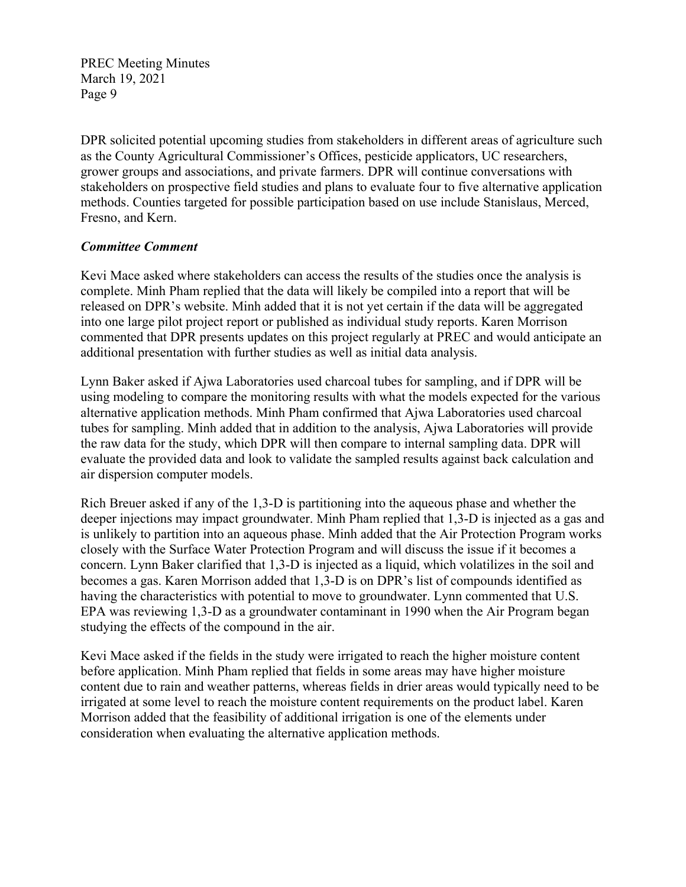DPR solicited potential upcoming studies from stakeholders in different areas of agriculture such as the County Agricultural Commissioner's Offices, pesticide applicators, UC researchers, grower groups and associations, and private farmers. DPR will continue conversations with stakeholders on prospective field studies and plans to evaluate four to five alternative application methods. Counties targeted for possible participation based on use include Stanislaus, Merced, Fresno, and Kern.

***Committee Comment***

Kevi Mace asked where stakeholders can access the results of the studies once the analysis is complete. Minh Pham replied that the data will likely be compiled into a report that will be released on DPR's website. Minh added that it is not yet certain if the data will be aggregated into one large pilot project report or published as individual study reports. Karen Morrison commented that DPR presents updates on this project regularly at PREC and would anticipate an additional presentation with further studies as well as initial data analysis.

Lynn Baker asked if Ajwa Laboratories used charcoal tubes for sampling, and if DPR will be using modeling to compare the monitoring results with what the models expected for the various alternative application methods. Minh Pham confirmed that Ajwa Laboratories used charcoal tubes for sampling. Minh added that in addition to the analysis, Ajwa Laboratories will provide the raw data for the study, which DPR will then compare to internal sampling data. DPR will evaluate the provided data and look to validate the sampled results against back calculation and air dispersion computer models.

Rich Breuer asked if any of the 1,3-D is partitioning into the aqueous phase and whether the deeper injections may impact groundwater. Minh Pham replied that 1,3-D is injected as a gas and is unlikely to partition into an aqueous phase. Minh added that the Air Protection Program works closely with the Surface Water Protection Program and will discuss the issue if it becomes a concern. Lynn Baker clarified that 1,3-D is injected as a liquid, which volatilizes in the soil and becomes a gas. Karen Morrison added that 1,3-D is on DPR's list of compounds identified as having the characteristics with potential to move to groundwater. Lynn commented that U.S. EPA was reviewing 1,3-D as a groundwater contaminant in 1990 when the Air Program began studying the effects of the compound in the air.

Kevi Mace asked if the fields in the study were irrigated to reach the higher moisture content before application. Minh Pham replied that fields in some areas may have higher moisture content due to rain and weather patterns, whereas fields in drier areas would typically need to be irrigated at some level to reach the moisture content requirements on the product label. Karen Morrison added that the feasibility of additional irrigation is one of the elements under consideration when evaluating the alternative application methods.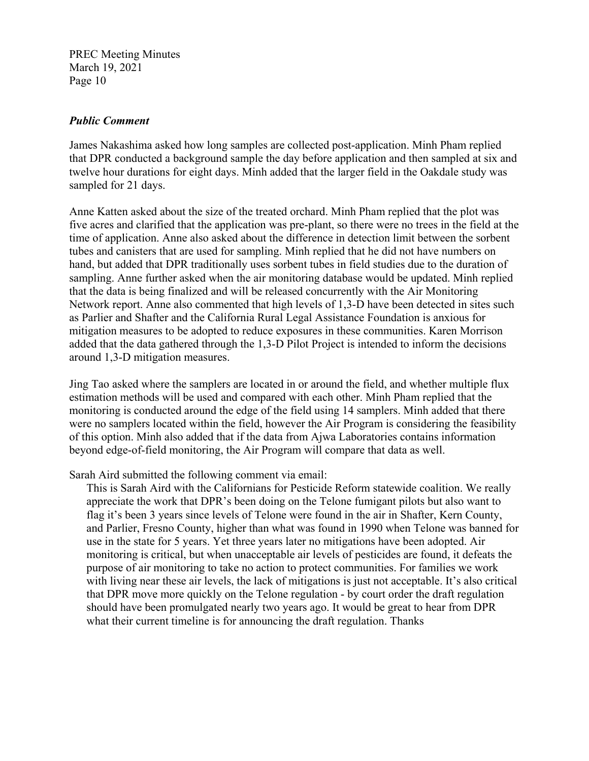***Public Comment***

James Nakashima asked how long samples are collected post-application. Minh Pham replied that DPR conducted a background sample the day before application and then sampled at six and twelve hour durations for eight days. Minh added that the larger field in the Oakdale study was sampled for 21 days.

Anne Katten asked about the size of the treated orchard. Minh Pham replied that the plot was five acres and clarified that the application was pre-plant, so there were no trees in the field at the time of application. Anne also asked about the difference in detection limit between the sorbent tubes and canisters that are used for sampling. Minh replied that he did not have numbers on hand, but added that DPR traditionally uses sorbent tubes in field studies due to the duration of sampling. Anne further asked when the air monitoring database would be updated. Minh replied that the data is being finalized and will be released concurrently with the Air Monitoring Network report. Anne also commented that high levels of 1,3-D have been detected in sites such as Parlier and Shafter and the California Rural Legal Assistance Foundation is anxious for mitigation measures to be adopted to reduce exposures in these communities. Karen Morrison added that the data gathered through the 1,3-D Pilot Project is intended to inform the decisions around 1,3-D mitigation measures.

Jing Tao asked where the samplers are located in or around the field, and whether multiple flux estimation methods will be used and compared with each other. Minh Pham replied that the monitoring is conducted around the edge of the field using 14 samplers. Minh added that there were no samplers located within the field, however the Air Program is considering the feasibility of this option. Minh also added that if the data from Ajwa Laboratories contains information beyond edge-of-field monitoring, the Air Program will compare that data as well.

Sarah Aird submitted the following comment via email:

> This is Sarah Aird with the Californians for Pesticide Reform statewide coalition. We really appreciate the work that DPR's been doing on the Telone fumigant pilots but also want to flag it's been 3 years since levels of Telone were found in the air in Shafter, Kern County, and Parlier, Fresno County, higher than what was found in 1990 when Telone was banned for use in the state for 5 years. Yet three years later no mitigations have been adopted. Air monitoring is critical, but when unacceptable air levels of pesticides are found, it defeats the purpose of air monitoring to take no action to protect communities. For families we work with living near these air levels, the lack of mitigations is just not acceptable. It's also critical that DPR move more quickly on the Telone regulation - by court order the draft regulation should have been promulgated nearly two years ago. It would be great to hear from DPR what their current timeline is for announcing the draft regulation. Thanks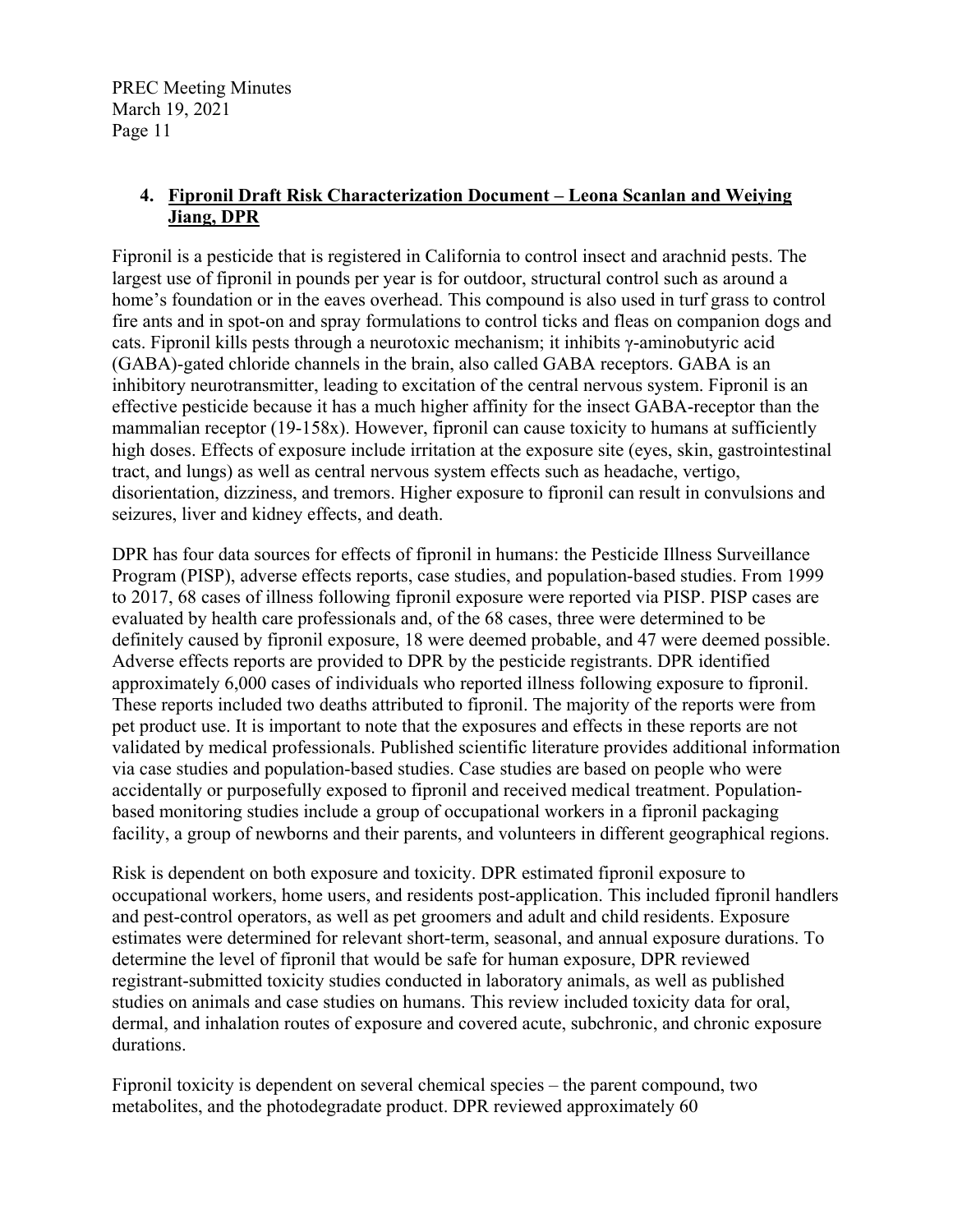## 4. Fipronil Draft Risk Characterization Document – Leona Scanlan and Weiying Jiang, DPR

Fipronil is a pesticide that is registered in California to control insect and arachnid pests. The largest use of fipronil in pounds per year is for outdoor, structural control such as around a home's foundation or in the eaves overhead. This compound is also used in turf grass to control fire ants and in spot-on and spray formulations to control ticks and fleas on companion dogs and cats. Fipronil kills pests through a neurotoxic mechanism; it inhibits γ-aminobutyric acid (GABA)-gated chloride channels in the brain, also called GABA receptors. GABA is an inhibitory neurotransmitter, leading to excitation of the central nervous system. Fipronil is an effective pesticide because it has a much higher affinity for the insect GABA-receptor than the mammalian receptor (19-158x). However, fipronil can cause toxicity to humans at sufficiently high doses. Effects of exposure include irritation at the exposure site (eyes, skin, gastrointestinal tract, and lungs) as well as central nervous system effects such as headache, vertigo, disorientation, dizziness, and tremors. Higher exposure to fipronil can result in convulsions and seizures, liver and kidney effects, and death.

DPR has four data sources for effects of fipronil in humans: the Pesticide Illness Surveillance Program (PISP), adverse effects reports, case studies, and population-based studies. From 1999 to 2017, 68 cases of illness following fipronil exposure were reported via PISP. PISP cases are evaluated by health care professionals and, of the 68 cases, three were determined to be definitely caused by fipronil exposure, 18 were deemed probable, and 47 were deemed possible. Adverse effects reports are provided to DPR by the pesticide registrants. DPR identified approximately 6,000 cases of individuals who reported illness following exposure to fipronil. These reports included two deaths attributed to fipronil. The majority of the reports were from pet product use. It is important to note that the exposures and effects in these reports are not validated by medical professionals. Published scientific literature provides additional information via case studies and population-based studies. Case studies are based on people who were accidentally or purposefully exposed to fipronil and received medical treatment. Population-based monitoring studies include a group of occupational workers in a fipronil packaging facility, a group of newborns and their parents, and volunteers in different geographical regions.

Risk is dependent on both exposure and toxicity. DPR estimated fipronil exposure to occupational workers, home users, and residents post-application. This included fipronil handlers and pest-control operators, as well as pet groomers and adult and child residents. Exposure estimates were determined for relevant short-term, seasonal, and annual exposure durations. To determine the level of fipronil that would be safe for human exposure, DPR reviewed registrant-submitted toxicity studies conducted in laboratory animals, as well as published studies on animals and case studies on humans. This review included toxicity data for oral, dermal, and inhalation routes of exposure and covered acute, subchronic, and chronic exposure durations.

Fipronil toxicity is dependent on several chemical species – the parent compound, two metabolites, and the photodegradate product. DPR reviewed approximately 60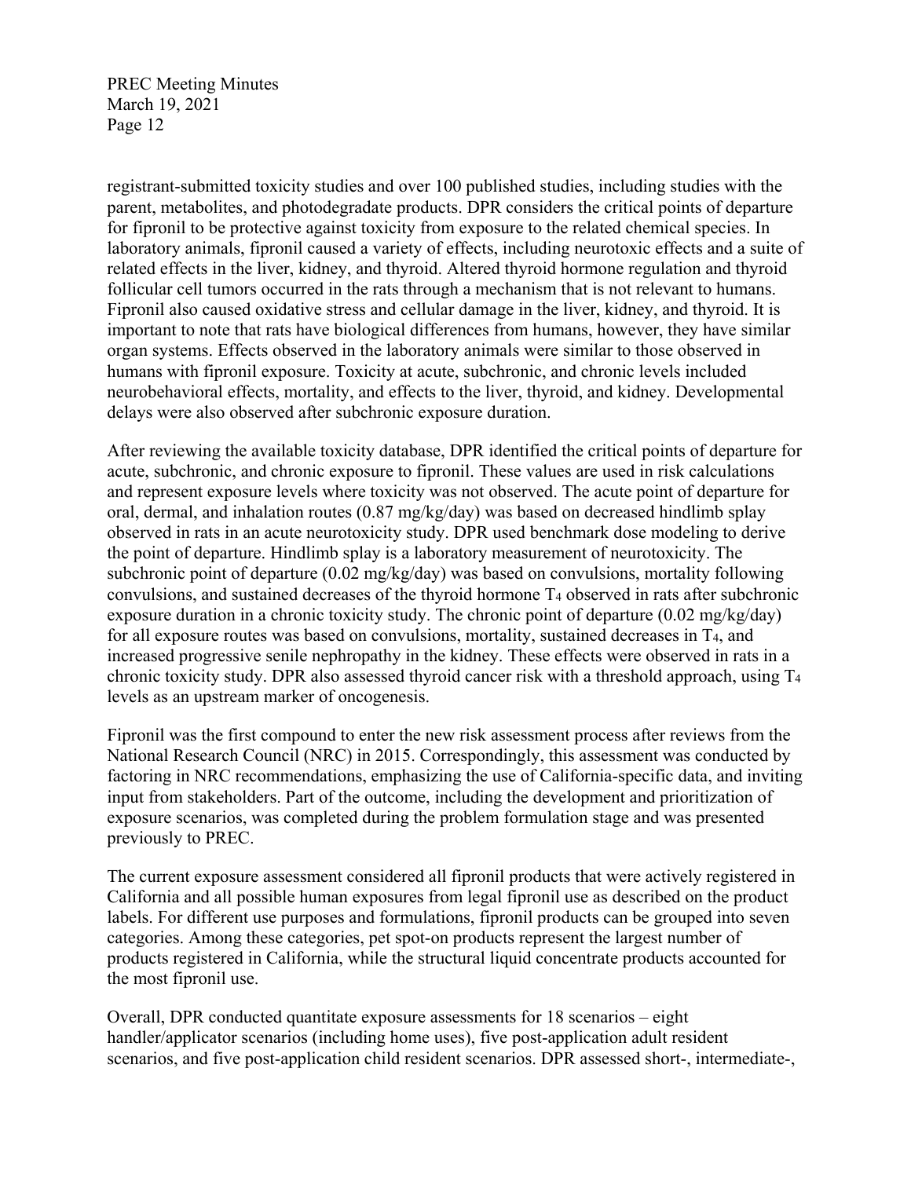registrant-submitted toxicity studies and over 100 published studies, including studies with the parent, metabolites, and photodegradate products. DPR considers the critical points of departure for fipronil to be protective against toxicity from exposure to the related chemical species. In laboratory animals, fipronil caused a variety of effects, including neurotoxic effects and a suite of related effects in the liver, kidney, and thyroid. Altered thyroid hormone regulation and thyroid follicular cell tumors occurred in the rats through a mechanism that is not relevant to humans. Fipronil also caused oxidative stress and cellular damage in the liver, kidney, and thyroid. It is important to note that rats have biological differences from humans, however, they have similar organ systems. Effects observed in the laboratory animals were similar to those observed in humans with fipronil exposure. Toxicity at acute, subchronic, and chronic levels included neurobehavioral effects, mortality, and effects to the liver, thyroid, and kidney. Developmental delays were also observed after subchronic exposure duration.

After reviewing the available toxicity database, DPR identified the critical points of departure for acute, subchronic, and chronic exposure to fipronil. These values are used in risk calculations and represent exposure levels where toxicity was not observed. The acute point of departure for oral, dermal, and inhalation routes (0.87 mg/kg/day) was based on decreased hindlimb splay observed in rats in an acute neurotoxicity study. DPR used benchmark dose modeling to derive the point of departure. Hindlimb splay is a laboratory measurement of neurotoxicity. The subchronic point of departure (0.02 mg/kg/day) was based on convulsions, mortality following convulsions, and sustained decreases of the thyroid hormone $T_4$ observed in rats after subchronic exposure duration in a chronic toxicity study. The chronic point of departure (0.02 mg/kg/day) for all exposure routes was based on convulsions, mortality, sustained decreases in $T_4$, and increased progressive senile nephropathy in the kidney. These effects were observed in rats in a chronic toxicity study. DPR also assessed thyroid cancer risk with a threshold approach, using $T_4$ levels as an upstream marker of oncogenesis.

Fipronil was the first compound to enter the new risk assessment process after reviews from the National Research Council (NRC) in 2015. Correspondingly, this assessment was conducted by factoring in NRC recommendations, emphasizing the use of California-specific data, and inviting input from stakeholders. Part of the outcome, including the development and prioritization of exposure scenarios, was completed during the problem formulation stage and was presented previously to PREC.

The current exposure assessment considered all fipronil products that were actively registered in California and all possible human exposures from legal fipronil use as described on the product labels. For different use purposes and formulations, fipronil products can be grouped into seven categories. Among these categories, pet spot-on products represent the largest number of products registered in California, while the structural liquid concentrate products accounted for the most fipronil use.

Overall, DPR conducted quantitate exposure assessments for 18 scenarios – eight handler/applicator scenarios (including home uses), five post-application adult resident scenarios, and five post-application child resident scenarios. DPR assessed short-, intermediate-,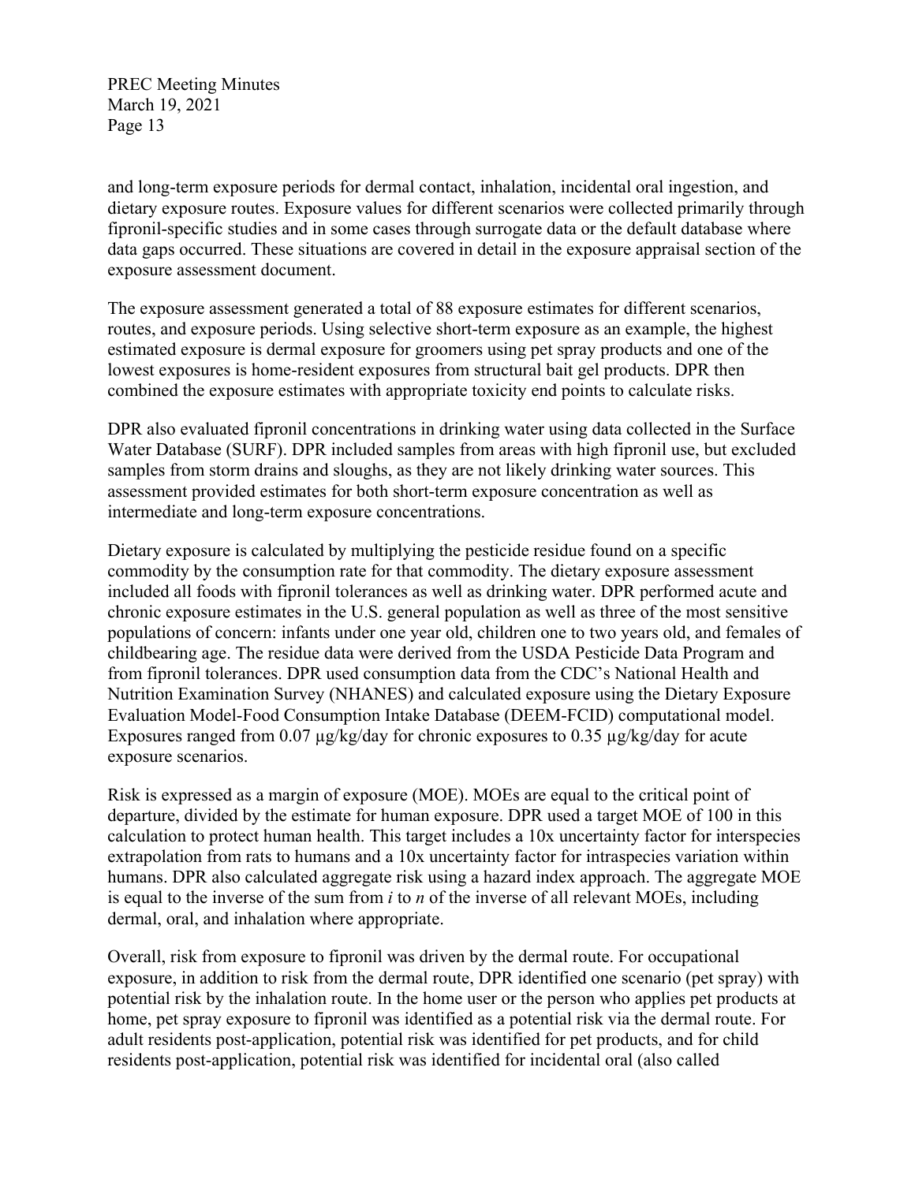and long-term exposure periods for dermal contact, inhalation, incidental oral ingestion, and dietary exposure routes. Exposure values for different scenarios were collected primarily through fipronil-specific studies and in some cases through surrogate data or the default database where data gaps occurred. These situations are covered in detail in the exposure appraisal section of the exposure assessment document.

The exposure assessment generated a total of 88 exposure estimates for different scenarios, routes, and exposure periods. Using selective short-term exposure as an example, the highest estimated exposure is dermal exposure for groomers using pet spray products and one of the lowest exposures is home-resident exposures from structural bait gel products. DPR then combined the exposure estimates with appropriate toxicity end points to calculate risks.

DPR also evaluated fipronil concentrations in drinking water using data collected in the Surface Water Database (SURF). DPR included samples from areas with high fipronil use, but excluded samples from storm drains and sloughs, as they are not likely drinking water sources. This assessment provided estimates for both short-term exposure concentration as well as intermediate and long-term exposure concentrations.

Dietary exposure is calculated by multiplying the pesticide residue found on a specific commodity by the consumption rate for that commodity. The dietary exposure assessment included all foods with fipronil tolerances as well as drinking water. DPR performed acute and chronic exposure estimates in the U.S. general population as well as three of the most sensitive populations of concern: infants under one year old, children one to two years old, and females of childbearing age. The residue data were derived from the USDA Pesticide Data Program and from fipronil tolerances. DPR used consumption data from the CDC's National Health and Nutrition Examination Survey (NHANES) and calculated exposure using the Dietary Exposure Evaluation Model-Food Consumption Intake Database (DEEM-FCID) computational model. Exposures ranged from 0.07 µg/kg/day for chronic exposures to 0.35 µg/kg/day for acute exposure scenarios.

Risk is expressed as a margin of exposure (MOE). MOEs are equal to the critical point of departure, divided by the estimate for human exposure. DPR used a target MOE of 100 in this calculation to protect human health. This target includes a 10x uncertainty factor for interspecies extrapolation from rats to humans and a 10x uncertainty factor for intraspecies variation within humans. DPR also calculated aggregate risk using a hazard index approach. The aggregate MOE is equal to the inverse of the sum from $i$ to $n$ of the inverse of all relevant MOEs, including dermal, oral, and inhalation where appropriate.

Overall, risk from exposure to fipronil was driven by the dermal route. For occupational exposure, in addition to risk from the dermal route, DPR identified one scenario (pet spray) with potential risk by the inhalation route. In the home user or the person who applies pet products at home, pet spray exposure to fipronil was identified as a potential risk via the dermal route. For adult residents post-application, potential risk was identified for pet products, and for child residents post-application, potential risk was identified for incidental oral (also called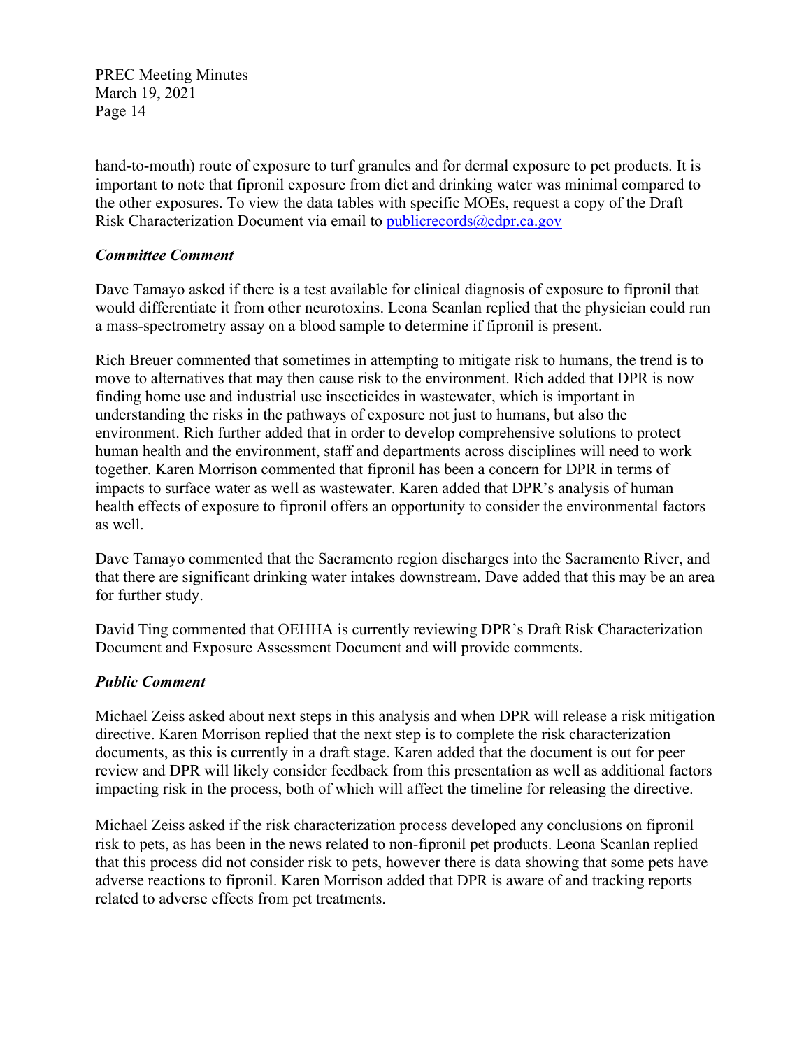hand-to-mouth) route of exposure to turf granules and for dermal exposure to pet products. It is important to note that fipronil exposure from diet and drinking water was minimal compared to the other exposures. To view the data tables with specific MOEs, request a copy of the Draft Risk Characterization Document via email to publicrecords@cdpr.ca.gov

***Committee Comment***

Dave Tamayo asked if there is a test available for clinical diagnosis of exposure to fipronil that would differentiate it from other neurotoxins. Leona Scanlan replied that the physician could run a mass-spectrometry assay on a blood sample to determine if fipronil is present.

Rich Breuer commented that sometimes in attempting to mitigate risk to humans, the trend is to move to alternatives that may then cause risk to the environment. Rich added that DPR is now finding home use and industrial use insecticides in wastewater, which is important in understanding the risks in the pathways of exposure not just to humans, but also the environment. Rich further added that in order to develop comprehensive solutions to protect human health and the environment, staff and departments across disciplines will need to work together. Karen Morrison commented that fipronil has been a concern for DPR in terms of impacts to surface water as well as wastewater. Karen added that DPR's analysis of human health effects of exposure to fipronil offers an opportunity to consider the environmental factors as well.

Dave Tamayo commented that the Sacramento region discharges into the Sacramento River, and that there are significant drinking water intakes downstream. Dave added that this may be an area for further study.

David Ting commented that OEHHA is currently reviewing DPR's Draft Risk Characterization Document and Exposure Assessment Document and will provide comments.

***Public Comment***

Michael Zeiss asked about next steps in this analysis and when DPR will release a risk mitigation directive. Karen Morrison replied that the next step is to complete the risk characterization documents, as this is currently in a draft stage. Karen added that the document is out for peer review and DPR will likely consider feedback from this presentation as well as additional factors impacting risk in the process, both of which will affect the timeline for releasing the directive.

Michael Zeiss asked if the risk characterization process developed any conclusions on fipronil risk to pets, as has been in the news related to non-fipronil pet products. Leona Scanlan replied that this process did not consider risk to pets, however there is data showing that some pets have adverse reactions to fipronil. Karen Morrison added that DPR is aware of and tracking reports related to adverse effects from pet treatments.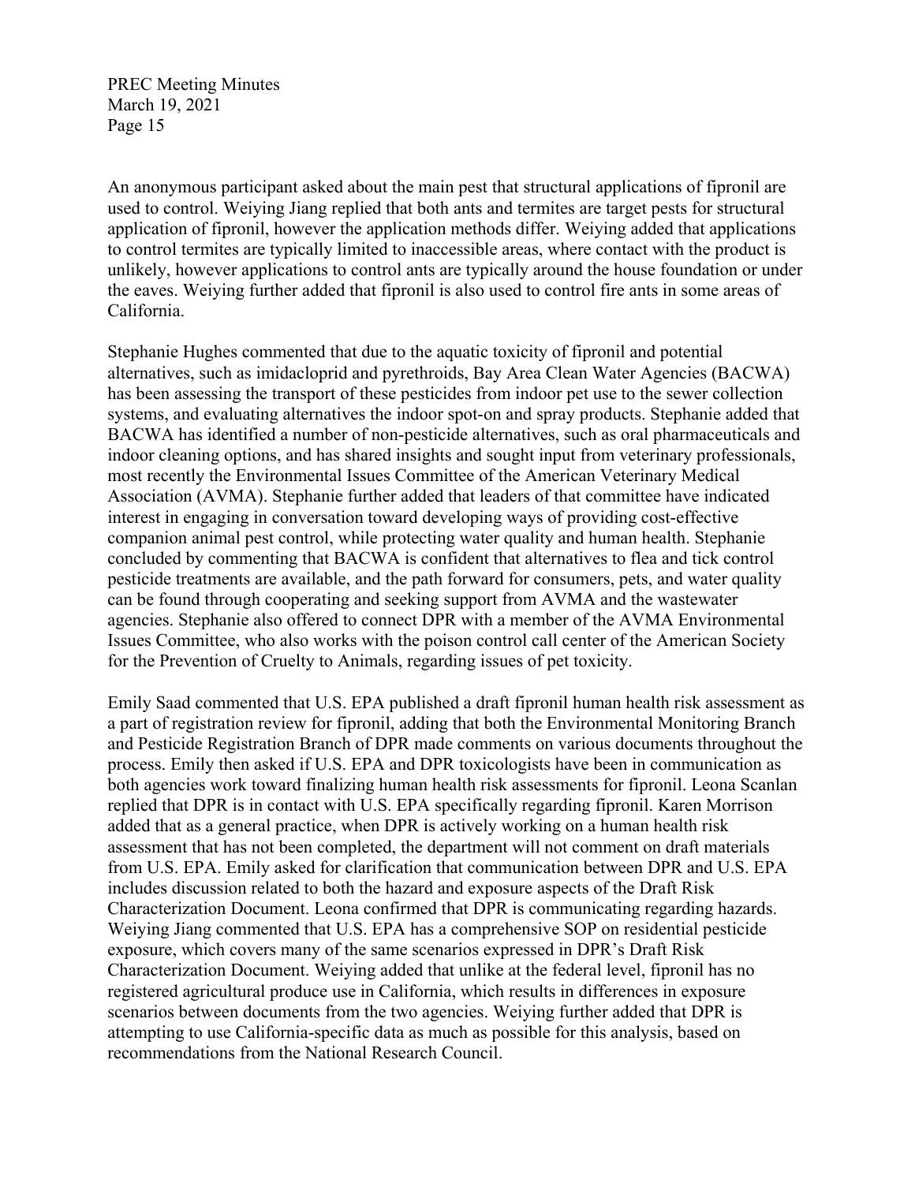An anonymous participant asked about the main pest that structural applications of fipronil are used to control. Weiying Jiang replied that both ants and termites are target pests for structural application of fipronil, however the application methods differ. Weiying added that applications to control termites are typically limited to inaccessible areas, where contact with the product is unlikely, however applications to control ants are typically around the house foundation or under the eaves. Weiying further added that fipronil is also used to control fire ants in some areas of California.

Stephanie Hughes commented that due to the aquatic toxicity of fipronil and potential alternatives, such as imidacloprid and pyrethroids, Bay Area Clean Water Agencies (BACWA) has been assessing the transport of these pesticides from indoor pet use to the sewer collection systems, and evaluating alternatives the indoor spot-on and spray products. Stephanie added that BACWA has identified a number of non-pesticide alternatives, such as oral pharmaceuticals and indoor cleaning options, and has shared insights and sought input from veterinary professionals, most recently the Environmental Issues Committee of the American Veterinary Medical Association (AVMA). Stephanie further added that leaders of that committee have indicated interest in engaging in conversation toward developing ways of providing cost-effective companion animal pest control, while protecting water quality and human health. Stephanie concluded by commenting that BACWA is confident that alternatives to flea and tick control pesticide treatments are available, and the path forward for consumers, pets, and water quality can be found through cooperating and seeking support from AVMA and the wastewater agencies. Stephanie also offered to connect DPR with a member of the AVMA Environmental Issues Committee, who also works with the poison control call center of the American Society for the Prevention of Cruelty to Animals, regarding issues of pet toxicity.

Emily Saad commented that U.S. EPA published a draft fipronil human health risk assessment as a part of registration review for fipronil, adding that both the Environmental Monitoring Branch and Pesticide Registration Branch of DPR made comments on various documents throughout the process. Emily then asked if U.S. EPA and DPR toxicologists have been in communication as both agencies work toward finalizing human health risk assessments for fipronil. Leona Scanlan replied that DPR is in contact with U.S. EPA specifically regarding fipronil. Karen Morrison added that as a general practice, when DPR is actively working on a human health risk assessment that has not been completed, the department will not comment on draft materials from U.S. EPA. Emily asked for clarification that communication between DPR and U.S. EPA includes discussion related to both the hazard and exposure aspects of the Draft Risk Characterization Document. Leona confirmed that DPR is communicating regarding hazards. Weiying Jiang commented that U.S. EPA has a comprehensive SOP on residential pesticide exposure, which covers many of the same scenarios expressed in DPR's Draft Risk Characterization Document. Weiying added that unlike at the federal level, fipronil has no registered agricultural produce use in California, which results in differences in exposure scenarios between documents from the two agencies. Weiying further added that DPR is attempting to use California-specific data as much as possible for this analysis, based on recommendations from the National Research Council.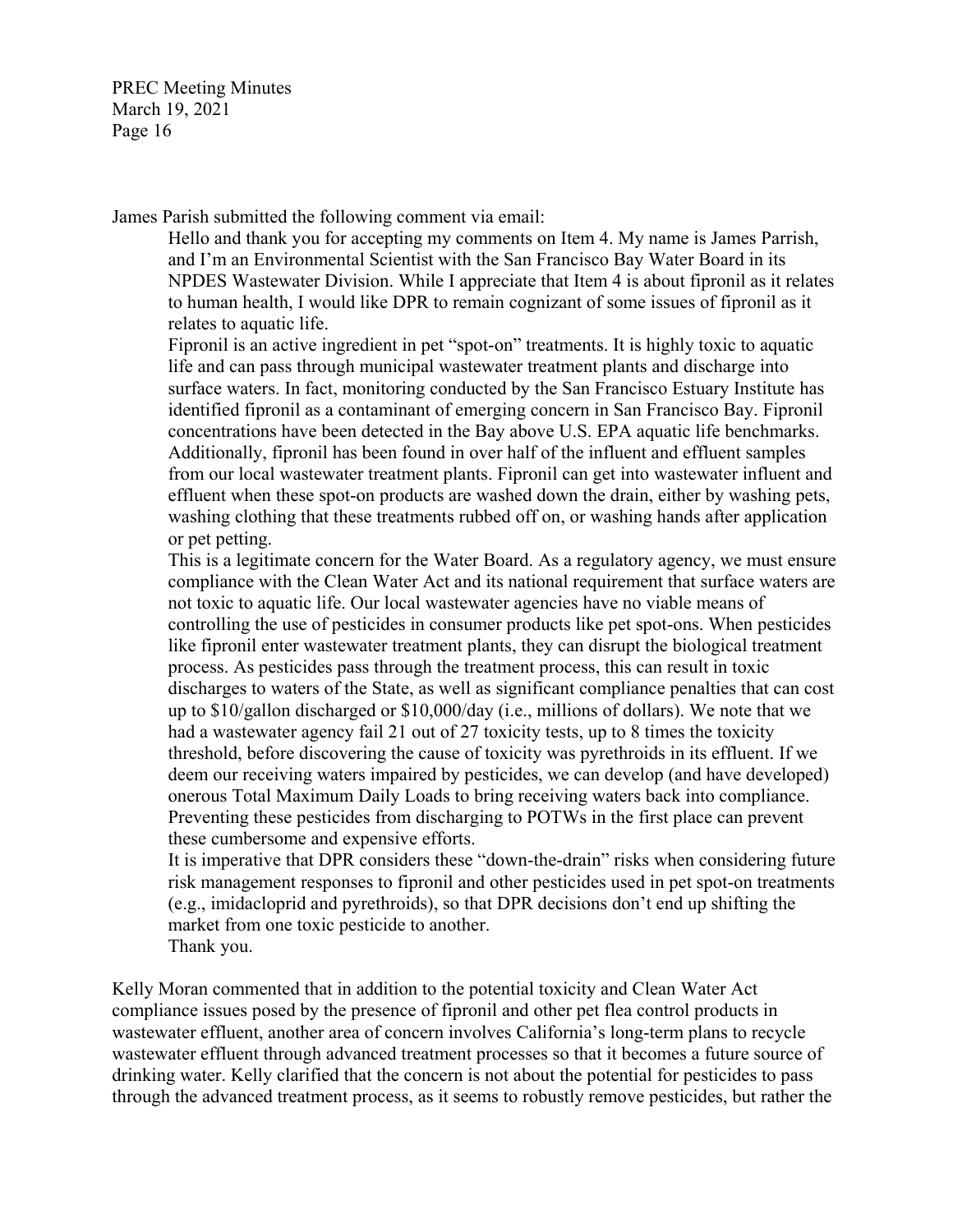James Parish submitted the following comment via email:

> Hello and thank you for accepting my comments on Item 4. My name is James Parrish, and I'm an Environmental Scientist with the San Francisco Bay Water Board in its NPDES Wastewater Division. While I appreciate that Item 4 is about fipronil as it relates to human health, I would like DPR to remain cognizant of some issues of fipronil as it relates to aquatic life.
>
> Fipronil is an active ingredient in pet "spot-on" treatments. It is highly toxic to aquatic life and can pass through municipal wastewater treatment plants and discharge into surface waters. In fact, monitoring conducted by the San Francisco Estuary Institute has identified fipronil as a contaminant of emerging concern in San Francisco Bay. Fipronil concentrations have been detected in the Bay above U.S. EPA aquatic life benchmarks. Additionally, fipronil has been found in over half of the influent and effluent samples from our local wastewater treatment plants. Fipronil can get into wastewater influent and effluent when these spot-on products are washed down the drain, either by washing pets, washing clothing that these treatments rubbed off on, or washing hands after application or pet petting.
>
> This is a legitimate concern for the Water Board. As a regulatory agency, we must ensure compliance with the Clean Water Act and its national requirement that surface waters are not toxic to aquatic life. Our local wastewater agencies have no viable means of controlling the use of pesticides in consumer products like pet spot-ons. When pesticides like fipronil enter wastewater treatment plants, they can disrupt the biological treatment process. As pesticides pass through the treatment process, this can result in toxic discharges to waters of the State, as well as significant compliance penalties that can cost up to $10/gallon discharged or $10,000/day (i.e., millions of dollars). We note that we had a wastewater agency fail 21 out of 27 toxicity tests, up to 8 times the toxicity threshold, before discovering the cause of toxicity was pyrethroids in its effluent. If we deem our receiving waters impaired by pesticides, we can develop (and have developed) onerous Total Maximum Daily Loads to bring receiving waters back into compliance. Preventing these pesticides from discharging to POTWs in the first place can prevent these cumbersome and expensive efforts.
>
> It is imperative that DPR considers these "down-the-drain" risks when considering future risk management responses to fipronil and other pesticides used in pet spot-on treatments (e.g., imidacloprid and pyrethroids), so that DPR decisions don't end up shifting the market from one toxic pesticide to another.
>
> Thank you.

Kelly Moran commented that in addition to the potential toxicity and Clean Water Act compliance issues posed by the presence of fipronil and other pet flea control products in wastewater effluent, another area of concern involves California's long-term plans to recycle wastewater effluent through advanced treatment processes so that it becomes a future source of drinking water. Kelly clarified that the concern is not about the potential for pesticides to pass through the advanced treatment process, as it seems to robustly remove pesticides, but rather the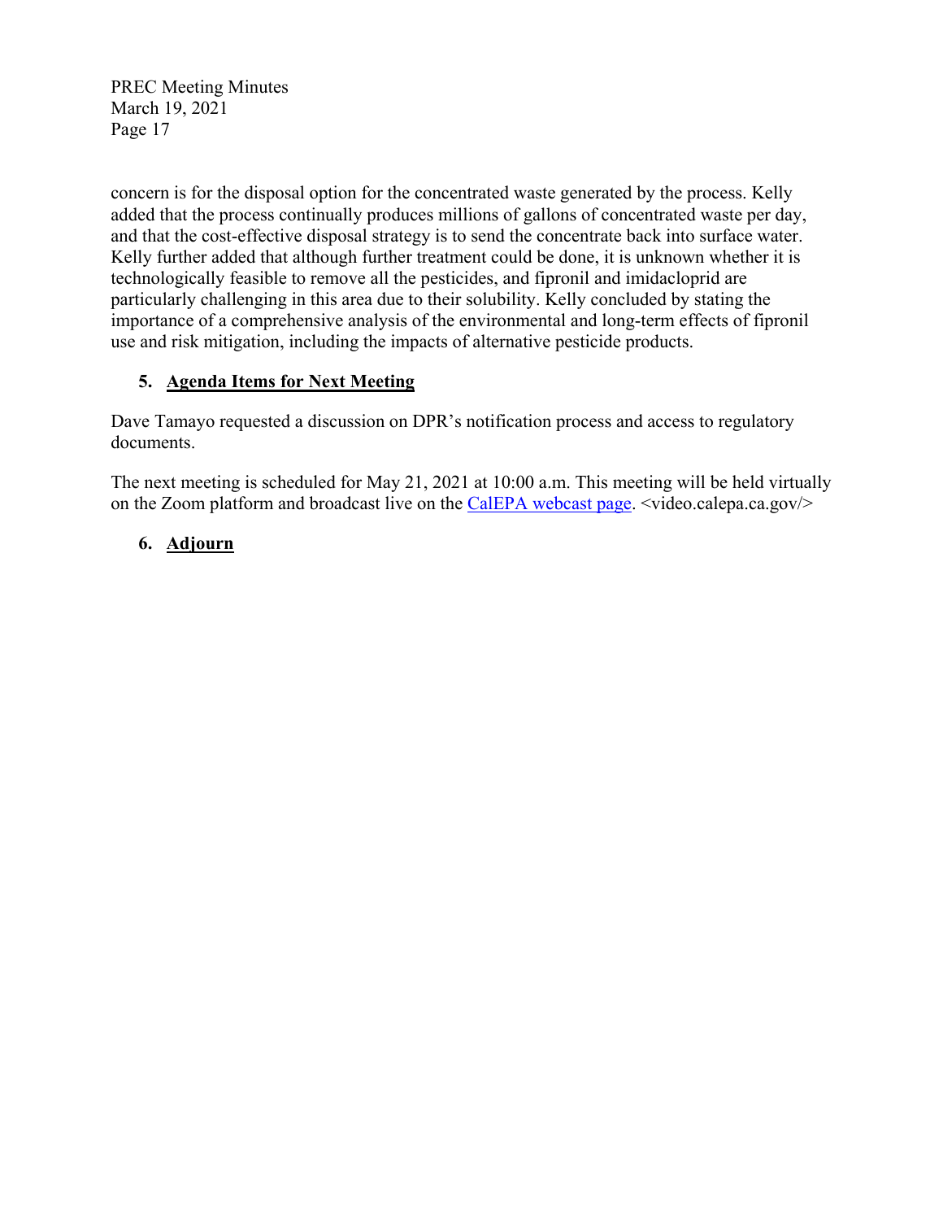concern is for the disposal option for the concentrated waste generated by the process. Kelly added that the process continually produces millions of gallons of concentrated waste per day, and that the cost-effective disposal strategy is to send the concentrate back into surface water. Kelly further added that although further treatment could be done, it is unknown whether it is technologically feasible to remove all the pesticides, and fipronil and imidacloprid are particularly challenging in this area due to their solubility. Kelly concluded by stating the importance of a comprehensive analysis of the environmental and long-term effects of fipronil use and risk mitigation, including the impacts of alternative pesticide products.

## 5. Agenda Items for Next Meeting

Dave Tamayo requested a discussion on DPR's notification process and access to regulatory documents.

The next meeting is scheduled for May 21, 2021 at 10:00 a.m. This meeting will be held virtually on the Zoom platform and broadcast live on the CalEPA webcast page. <video.calepa.ca.gov/>

## 6. Adjourn